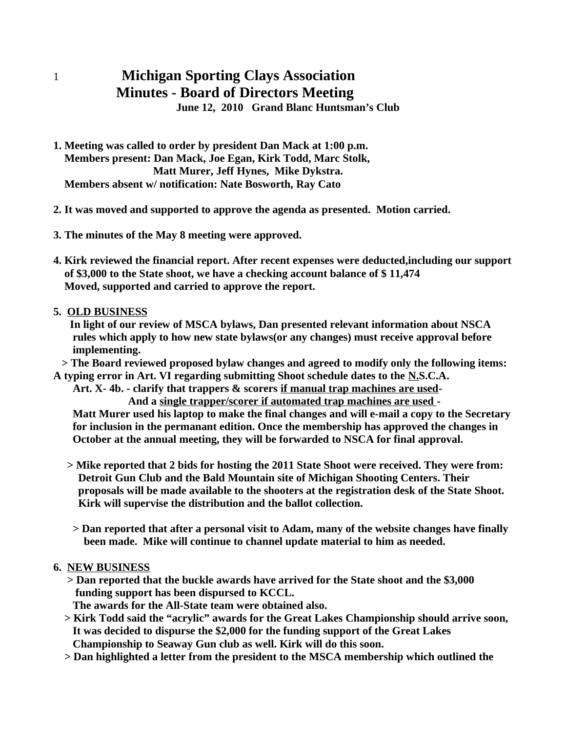# Michigan Sporting Clays Association

## Minutes - Board of Directors Meeting

**June 12, 2010 Grand Blanc Huntsman's Club**

**1. Meeting was called to order by president Dan Mack at 1:00 p.m.**
**Members present: Dan Mack, Joe Egan, Kirk Todd, Marc Stolk, Matt Murer, Jeff Hynes, Mike Dykstra.**
**Members absent w/ notification: Nate Bosworth, Ray Cato**

**2. It was moved and supported to approve the agenda as presented. Motion carried.**

**3. The minutes of the May 8 meeting were approved.**

**4. Kirk reviewed the financial report. After recent expenses were deducted,including our support of $3,000 to the State shoot, we have a checking account balance of $ 11,474**
**Moved, supported and carried to approve the report.**

**5. <u>OLD BUSINESS</u>**

**In light of our review of MSCA bylaws, Dan presented relevant information about NSCA rules which apply to how new state bylaws(or any changes) must receive approval before implementing.**

**> The Board reviewed proposed bylaw changes and agreed to modify only the following items:**
**A typing error in Art. VI regarding submitting Shoot schedule dates to the <u>N.</u>S.C.A.**
**Art. X- 4b. - clarify that trappers & scorers <u>if manual trap machines are used</u>-**
**And a <u>single trapper/scorer if automated trap machines are used</u> -**
**Matt Murer used his laptop to make the final changes and will e-mail a copy to the Secretary for inclusion in the permanant edition. Once the membership has approved the changes in October at the annual meeting, they will be forwarded to NSCA for final approval.**

**> Mike reported that 2 bids for hosting the 2011 State Shoot were received. They were from: Detroit Gun Club and the Bald Mountain site of Michigan Shooting Centers. Their proposals will be made available to the shooters at the registration desk of the State Shoot. Kirk will supervise the distribution and the ballot collection.**

**> Dan reported that after a personal visit to Adam, many of the website changes have finally been made. Mike will continue to channel update material to him as needed.**

**6. <u>NEW BUSINESS</u>**

**> Dan reported that the buckle awards have arrived for the State shoot and the $3,000 funding support has been dispursed to KCCL.**
**The awards for the All-State team were obtained also.**

**> Kirk Todd said the "acrylic" awards for the Great Lakes Championship should arrive soon, It was decided to dispurse the $2,000 for the funding support of the Great Lakes Championship to Seaway Gun club as well. Kirk will do this soon.**

**> Dan highlighted a letter from the president to the MSCA membership which outlined the**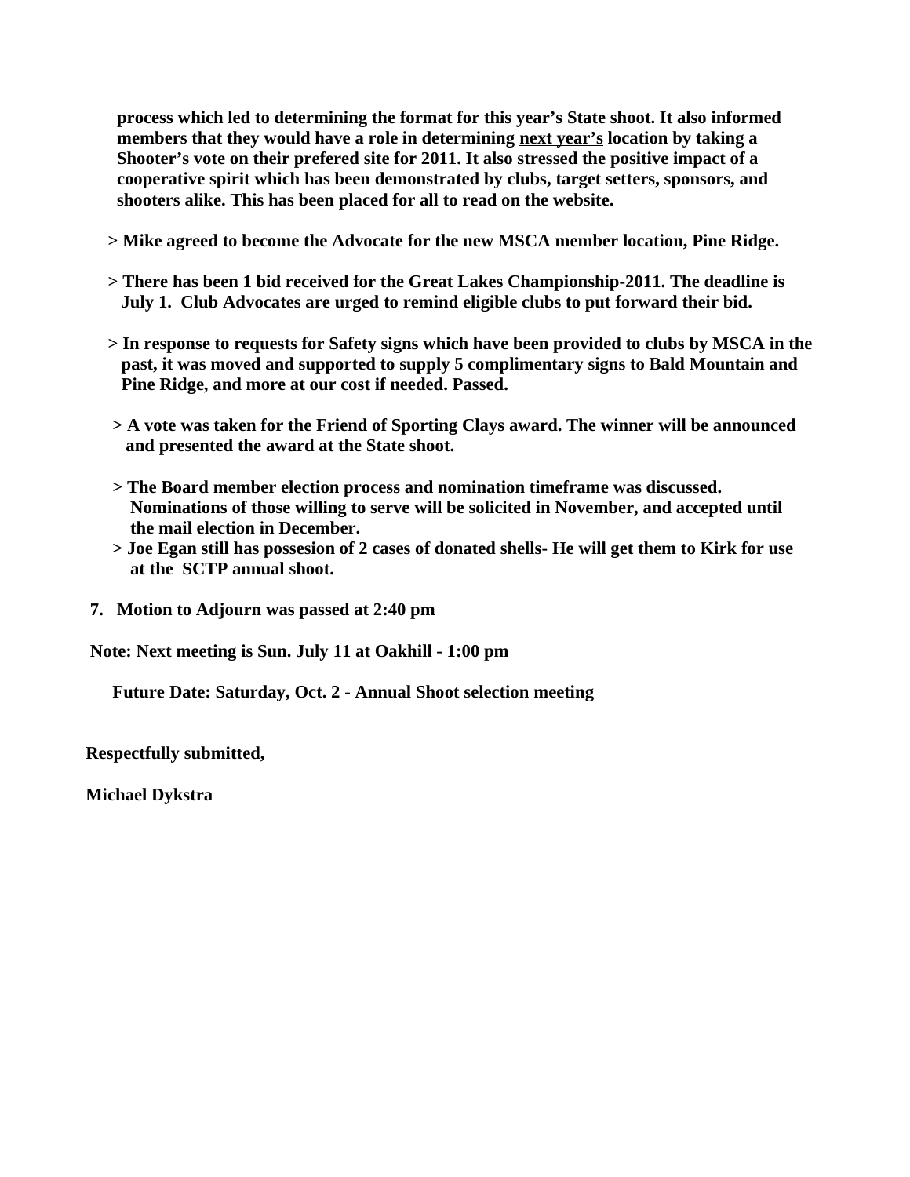**process which led to determining the format for this year's State shoot. It also informed members that they would have a role in determining <u>next year's</u> location by taking a Shooter's vote on their prefered site for 2011. It also stressed the positive impact of a cooperative spirit which has been demonstrated by clubs, target setters, sponsors, and shooters alike. This has been placed for all to read on the website.**

**> Mike agreed to become the Advocate for the new MSCA member location, Pine Ridge.**

**> There has been 1 bid received for the Great Lakes Championship-2011. The deadline is July 1. Club Advocates are urged to remind eligible clubs to put forward their bid.**

**> In response to requests for Safety signs which have been provided to clubs by MSCA in the past, it was moved and supported to supply 5 complimentary signs to Bald Mountain and Pine Ridge, and more at our cost if needed. Passed.**

**> A vote was taken for the Friend of Sporting Clays award. The winner will be announced and presented the award at the State shoot.**

**> The Board member election process and nomination timeframe was discussed. Nominations of those willing to serve will be solicited in November, and accepted until the mail election in December.**

**> Joe Egan still has possesion of 2 cases of donated shells- He will get them to Kirk for use at the SCTP annual shoot.**

**7. Motion to Adjourn was passed at 2:40 pm**

**Note: Next meeting is Sun. July 11 at Oakhill - 1:00 pm**

**Future Date: Saturday, Oct. 2 - Annual Shoot selection meeting**

**Respectfully submitted,**

**Michael Dykstra**